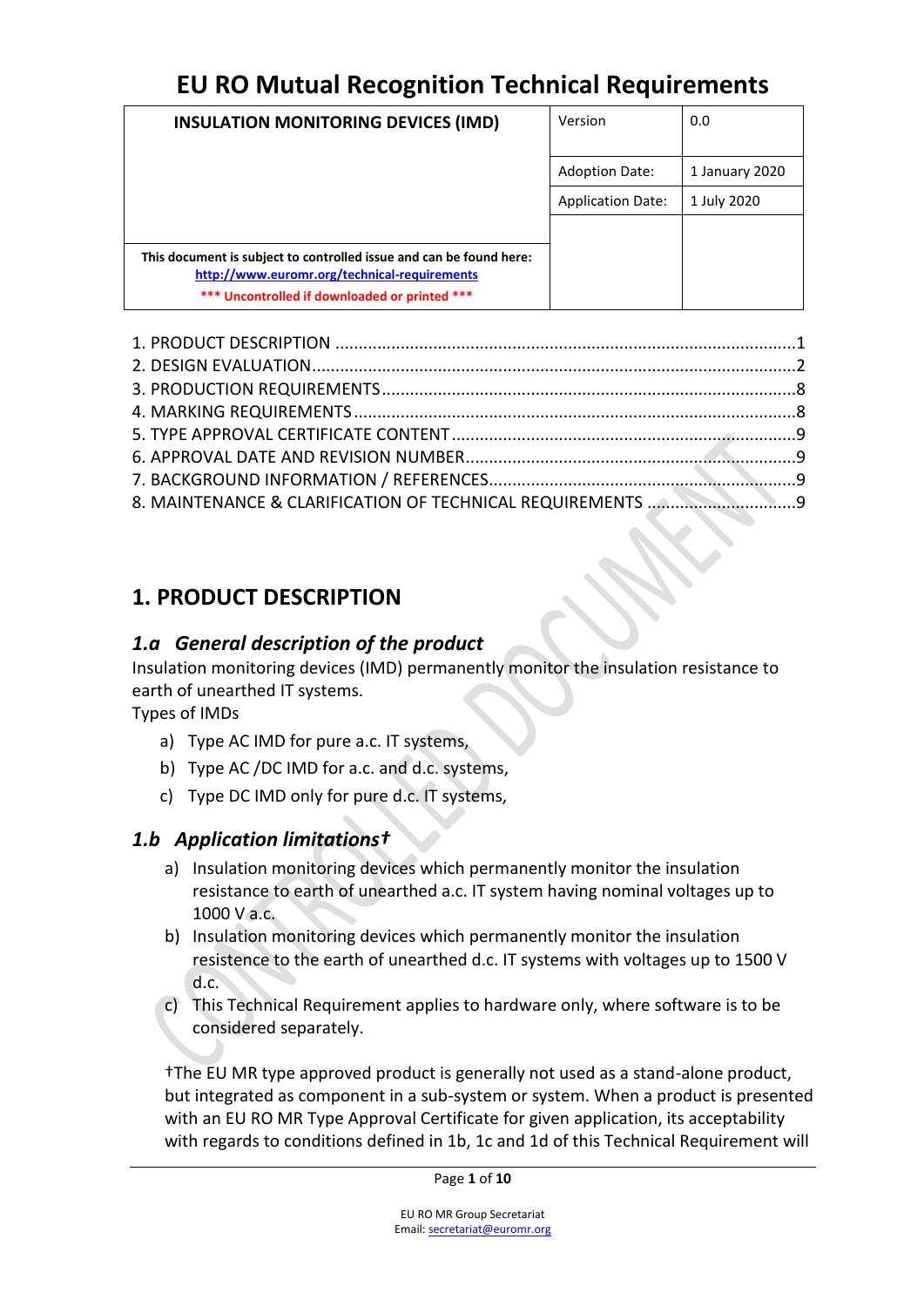# EU RO Mutual Recognition Technical Requirements

| INSULATION MONITORING DEVICES (IMD) | Version | 0.0 |
|---|---|---|
| | Adoption Date: | 1 January 2020 |
| | Application Date: | 1 July 2020 |
| This document is subject to controlled issue and can be found here: http://www.euromr.org/technical-requirements *** Uncontrolled if downloaded or printed *** | | |

1. PRODUCT DESCRIPTION ....................................................................................................1
2. DESIGN EVALUATION.........................................................................................................2
3. PRODUCTION REQUIREMENTS.........................................................................................8
4. MARKING REQUIREMENTS................................................................................................8
5. TYPE APPROVAL CERTIFICATE CONTENT...........................................................................9
6. APPROVAL DATE AND REVISION NUMBER........................................................................9
7. BACKGROUND INFORMATION / REFERENCES...................................................................9
8. MAINTENANCE & CLARIFICATION OF TECHNICAL REQUIREMENTS ..................................9

## 1. PRODUCT DESCRIPTION

### *1.a General description of the product*

Insulation monitoring devices (IMD) permanently monitor the insulation resistance to earth of unearthed IT systems.

Types of IMDs

a) Type AC IMD for pure a.c. IT systems,
b) Type AC /DC IMD for a.c. and d.c. systems,
c) Type DC IMD only for pure d.c. IT systems,

### *1.b Application limitations†*

a) Insulation monitoring devices which permanently monitor the insulation resistance to earth of unearthed a.c. IT system having nominal voltages up to 1000 V a.c.
b) Insulation monitoring devices which permanently monitor the insulation resistence to the earth of unearthed d.c. IT systems with voltages up to 1500 V d.c.
c) This Technical Requirement applies to hardware only, where software is to be considered separately.

†The EU MR type approved product is generally not used as a stand-alone product, but integrated as component in a sub-system or system. When a product is presented with an EU RO MR Type Approval Certificate for given application, its acceptability with regards to conditions defined in 1b, 1c and 1d of this Technical Requirement will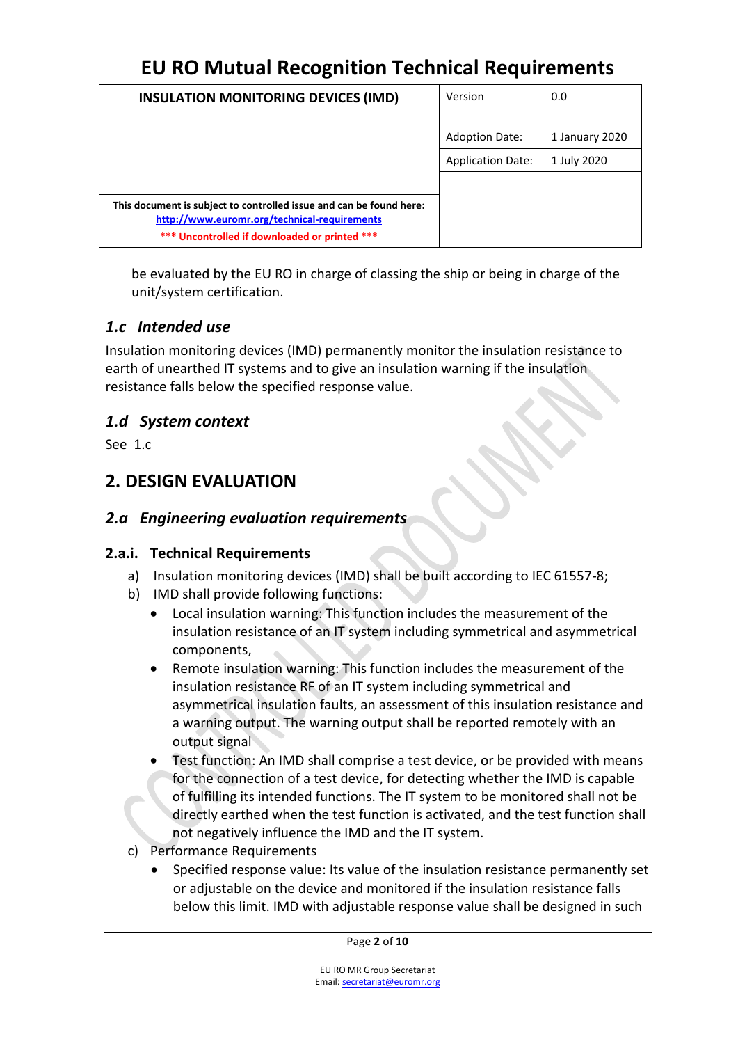be evaluated by the EU RO in charge of classing the ship or being in charge of the unit/system certification.

### *1.c Intended use*

Insulation monitoring devices (IMD) permanently monitor the insulation resistance to earth of unearthed IT systems and to give an insulation warning if the insulation resistance falls below the specified response value.

### *1.d System context*

See 1.c

## 2. DESIGN EVALUATION

### *2.a Engineering evaluation requirements*

#### 2.a.i. Technical Requirements

a) Insulation monitoring devices (IMD) shall be built according to IEC 61557-8;

b) IMD shall provide following functions:
   - Local insulation warning: This function includes the measurement of the insulation resistance of an IT system including symmetrical and asymmetrical components,
   - Remote insulation warning: This function includes the measurement of the insulation resistance RF of an IT system including symmetrical and asymmetrical insulation faults, an assessment of this insulation resistance and a warning output. The warning output shall be reported remotely with an output signal
   - Test function: An IMD shall comprise a test device, or be provided with means for the connection of a test device, for detecting whether the IMD is capable of fulfilling its intended functions. The IT system to be monitored shall not be directly earthed when the test function is activated, and the test function shall not negatively influence the IMD and the IT system.

c) Performance Requirements
   - Specified response value: Its value of the insulation resistance permanently set or adjustable on the device and monitored if the insulation resistance falls below this limit. IMD with adjustable response value shall be designed in such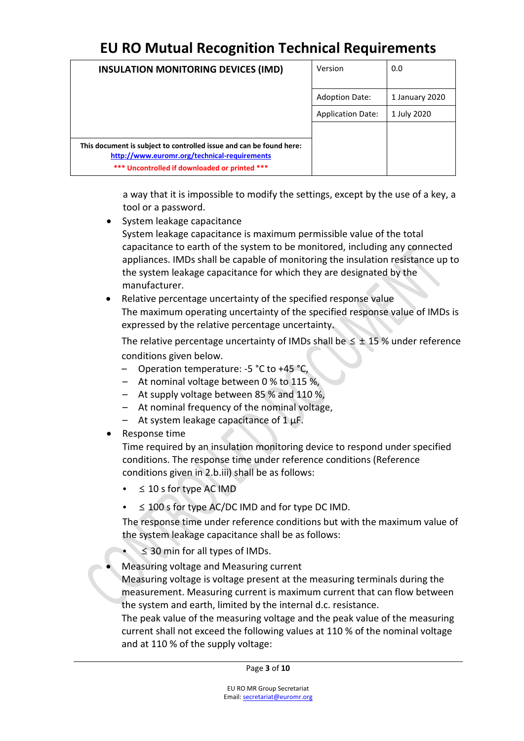a way that it is impossible to modify the settings, except by the use of a key, a tool or a password.

- System leakage capacitance
  System leakage capacitance is maximum permissible value of the total capacitance to earth of the system to be monitored, including any connected appliances. IMDs shall be capable of monitoring the insulation resistance up to the system leakage capacitance for which they are designated by the manufacturer.
- Relative percentage uncertainty of the specified response value
  The maximum operating uncertainty of the specified response value of IMDs is expressed by the relative percentage uncertainty.

  The relative percentage uncertainty of IMDs shall be ≤ ± 15 % under reference conditions given below.
  - Operation temperature: -5 °C to +45 °C,
  - At nominal voltage between 0 % to 115 %,
  - At supply voltage between 85 % and 110 %,
  - At nominal frequency of the nominal voltage,
  - At system leakage capacitance of 1 µF.
- Response time
  Time required by an insulation monitoring device to respond under specified conditions. The response time under reference conditions (Reference conditions given in 2.b.iii) shall be as follows:
  - ≤ 10 s for type AC IMD
  - ≤ 100 s for type AC/DC IMD and for type DC IMD.

  The response time under reference conditions but with the maximum value of the system leakage capacitance shall be as follows:
  - ≤ 30 min for all types of IMDs.
- Measuring voltage and Measuring current
  Measuring voltage is voltage present at the measuring terminals during the measurement. Measuring current is maximum current that can flow between the system and earth, limited by the internal d.c. resistance.
  The peak value of the measuring voltage and the peak value of the measuring current shall not exceed the following values at 110 % of the nominal voltage and at 110 % of the supply voltage: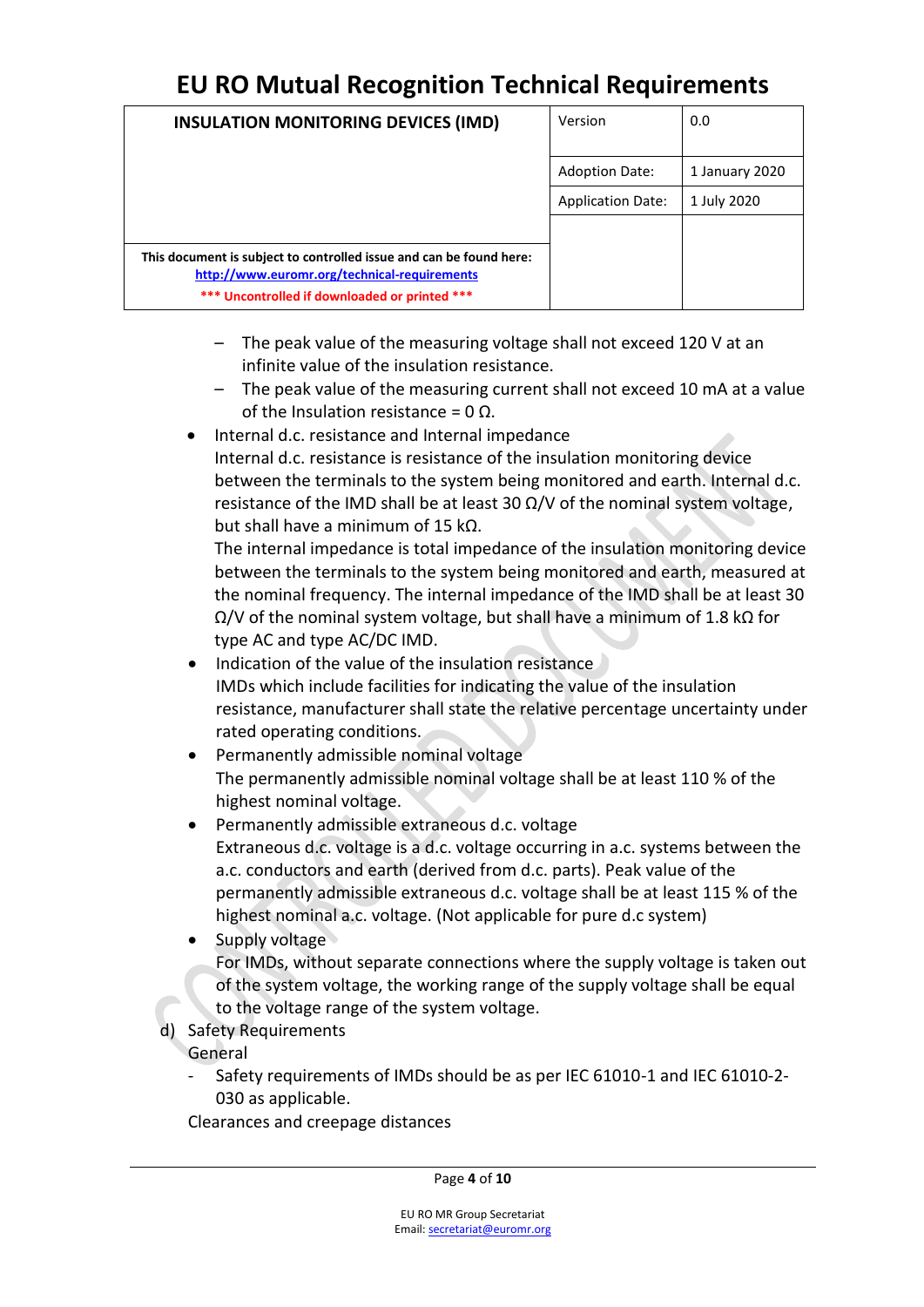- The peak value of the measuring voltage shall not exceed 120 V at an infinite value of the insulation resistance.
- The peak value of the measuring current shall not exceed 10 mA at a value of the Insulation resistance = 0 Ω.

- Internal d.c. resistance and Internal impedance
  Internal d.c. resistance is resistance of the insulation monitoring device between the terminals to the system being monitored and earth. Internal d.c. resistance of the IMD shall be at least 30 Ω/V of the nominal system voltage, but shall have a minimum of 15 kΩ.
  The internal impedance is total impedance of the insulation monitoring device between the terminals to the system being monitored and earth, measured at the nominal frequency. The internal impedance of the IMD shall be at least 30 Ω/V of the nominal system voltage, but shall have a minimum of 1.8 kΩ for type AC and type AC/DC IMD.
- Indication of the value of the insulation resistance
  IMDs which include facilities for indicating the value of the insulation resistance, manufacturer shall state the relative percentage uncertainty under rated operating conditions.
- Permanently admissible nominal voltage
  The permanently admissible nominal voltage shall be at least 110 % of the highest nominal voltage.
- Permanently admissible extraneous d.c. voltage
  Extraneous d.c. voltage is a d.c. voltage occurring in a.c. systems between the a.c. conductors and earth (derived from d.c. parts). Peak value of the permanently admissible extraneous d.c. voltage shall be at least 115 % of the highest nominal a.c. voltage. (Not applicable for pure d.c system)
- Supply voltage
  For IMDs, without separate connections where the supply voltage is taken out of the system voltage, the working range of the supply voltage shall be equal to the voltage range of the system voltage.

d) Safety Requirements
   General
   - Safety requirements of IMDs should be as per IEC 61010-1 and IEC 61010-2-030 as applicable.

   Clearances and creepage distances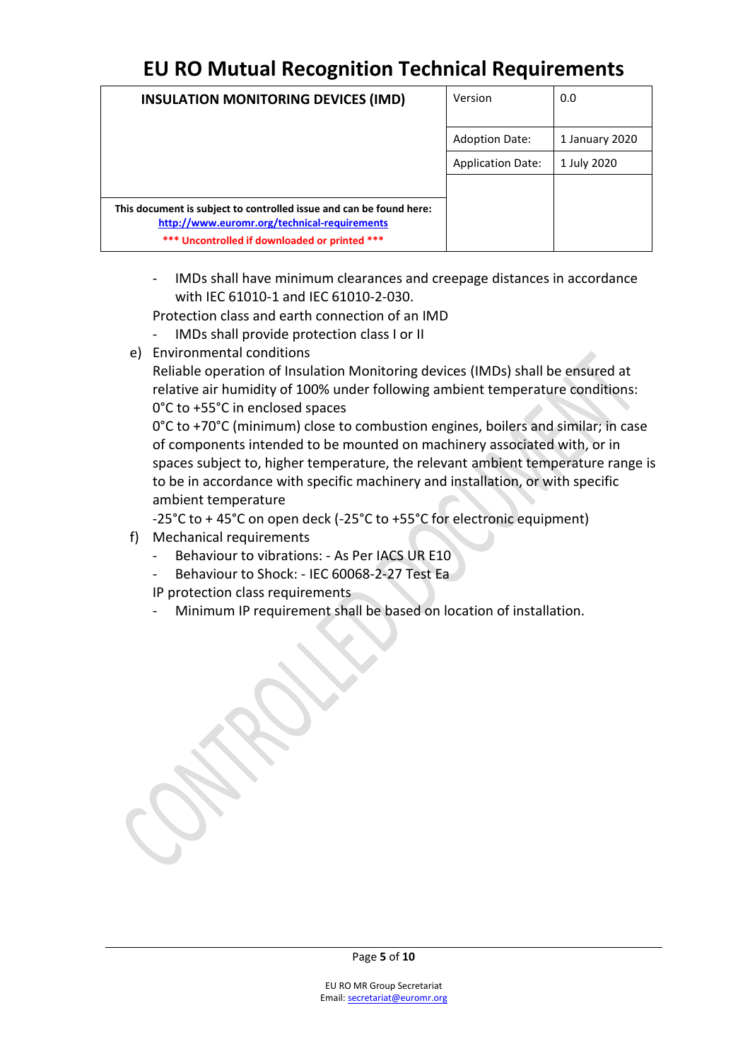- IMDs shall have minimum clearances and creepage distances in accordance with IEC 61010-1 and IEC 61010-2-030.

Protection class and earth connection of an IMD

- IMDs shall provide protection class I or II

e) Environmental conditions

Reliable operation of Insulation Monitoring devices (IMDs) shall be ensured at relative air humidity of 100% under following ambient temperature conditions:

0°C to +55°C in enclosed spaces

0°C to +70°C (minimum) close to combustion engines, boilers and similar; in case of components intended to be mounted on machinery associated with, or in spaces subject to, higher temperature, the relevant ambient temperature range is to be in accordance with specific machinery and installation, or with specific ambient temperature

-25°C to + 45°C on open deck (-25°C to +55°C for electronic equipment)

f) Mechanical requirements

- Behaviour to vibrations: - As Per IACS UR E10
- Behaviour to Shock: - IEC 60068-2-27 Test Ea

IP protection class requirements

- Minimum IP requirement shall be based on location of installation.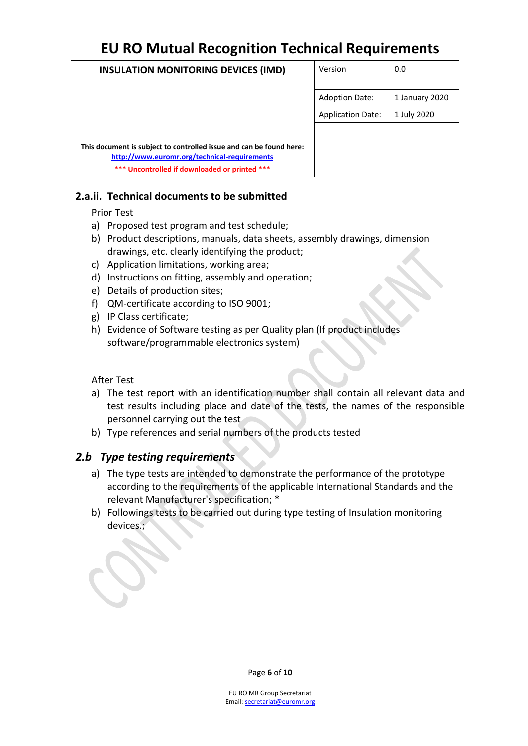### 2.a.ii. Technical documents to be submitted

Prior Test

a) Proposed test program and test schedule;
b) Product descriptions, manuals, data sheets, assembly drawings, dimension drawings, etc. clearly identifying the product;
c) Application limitations, working area;
d) Instructions on fitting, assembly and operation;
e) Details of production sites;
f) QM-certificate according to ISO 9001;
g) IP Class certificate;
h) Evidence of Software testing as per Quality plan (If product includes software/programmable electronics system)

After Test

a) The test report with an identification number shall contain all relevant data and test results including place and date of the tests, the names of the responsible personnel carrying out the test
b) Type references and serial numbers of the products tested

## *2.b Type testing requirements*

a) The type tests are intended to demonstrate the performance of the prototype according to the requirements of the applicable International Standards and the relevant Manufacturer's specification; *
b) Followings tests to be carried out during type testing of Insulation monitoring devices.;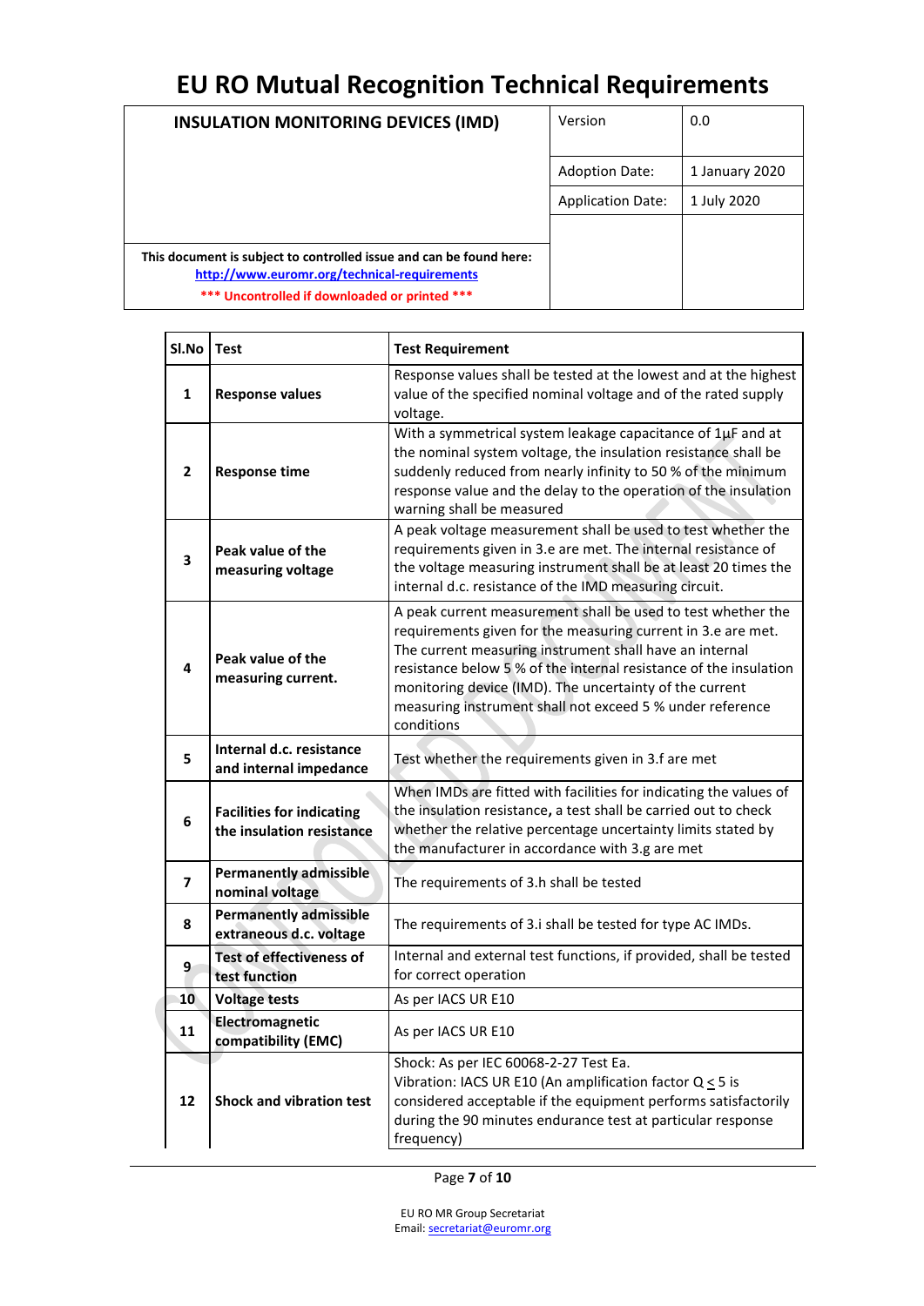# EU RO Mutual Recognition Technical Requirements

| INSULATION MONITORING DEVICES (IMD) | Version | 0.0 |
|---|---|---|
| | Adoption Date: | 1 January 2020 |
| | Application Date: | 1 July 2020 |
| This document is subject to controlled issue and can be found here: http://www.euromr.org/technical-requirements *** Uncontrolled if downloaded or printed *** | | |

| Sl.No | Test | Test Requirement |
|---|---|---|
| **1** | **Response values** | Response values shall be tested at the lowest and at the highest value of the specified nominal voltage and of the rated supply voltage. |
| **2** | **Response time** | With a symmetrical system leakage capacitance of 1μF and at the nominal system voltage, the insulation resistance shall be suddenly reduced from nearly infinity to 50 % of the minimum response value and the delay to the operation of the insulation warning shall be measured |
| **3** | **Peak value of the measuring voltage** | A peak voltage measurement shall be used to test whether the requirements given in 3.e are met. The internal resistance of the voltage measuring instrument shall be at least 20 times the internal d.c. resistance of the IMD measuring circuit. |
| **4** | **Peak value of the measuring current.** | A peak current measurement shall be used to test whether the requirements given for the measuring current in 3.e are met. The current measuring instrument shall have an internal resistance below 5 % of the internal resistance of the insulation monitoring device (IMD). The uncertainty of the current measuring instrument shall not exceed 5 % under reference conditions |
| **5** | **Internal d.c. resistance and internal impedance** | Test whether the requirements given in 3.f are met |
| **6** | **Facilities for indicating the insulation resistance** | When IMDs are fitted with facilities for indicating the values of the insulation resistance**,** a test shall be carried out to check whether the relative percentage uncertainty limits stated by the manufacturer in accordance with 3.g are met |
| **7** | **Permanently admissible nominal voltage** | The requirements of 3.h shall be tested |
| **8** | **Permanently admissible extraneous d.c. voltage** | The requirements of 3.i shall be tested for type AC IMDs. |
| **9** | **Test of effectiveness of test function** | Internal and external test functions, if provided, shall be tested for correct operation |
| **10** | **Voltage tests** | As per IACS UR E10 |
| **11** | **Electromagnetic compatibility (EMC)** | As per IACS UR E10 |
| **12** | **Shock and vibration test** | Shock: As per IEC 60068-2-27 Test Ea. Vibration: IACS UR E10 (An amplification factor $Q \leq 5$ is considered acceptable if the equipment performs satisfactorily during the 90 minutes endurance test at particular response frequency) |

EU RO MR Group Secretariat
Email: secretariat@euromr.org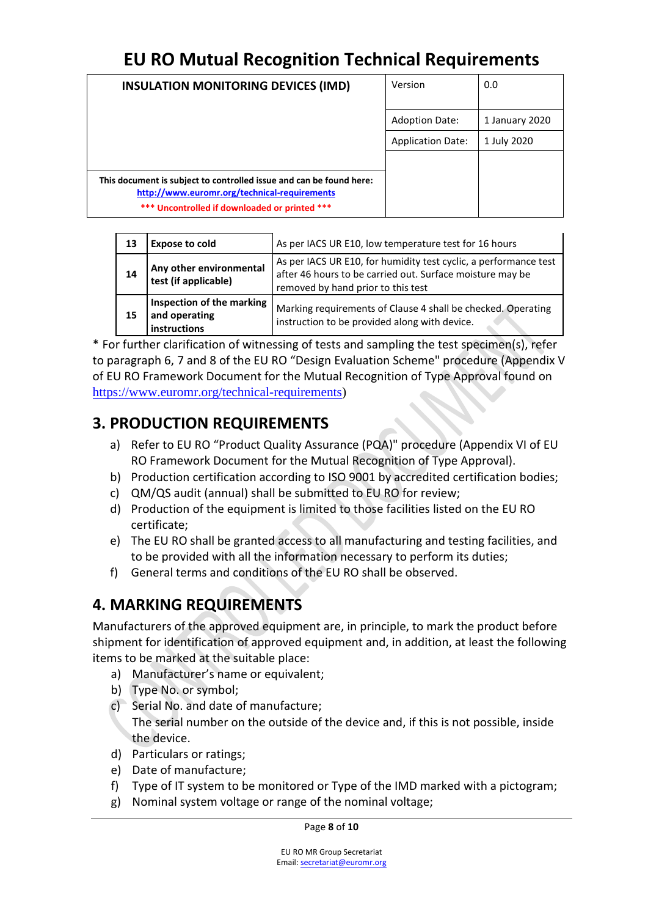| 13 | **Expose to cold** | As per IACS UR E10, low temperature test for 16 hours |
|---|---|---|
| 14 | **Any other environmental test (if applicable)** | As per IACS UR E10, for humidity test cyclic, a performance test after 46 hours to be carried out. Surface moisture may be removed by hand prior to this test |
| 15 | **Inspection of the marking and operating instructions** | Marking requirements of Clause 4 shall be checked. Operating instruction to be provided along with device. |

* For further clarification of witnessing of tests and sampling the test specimen(s), refer to paragraph 6, 7 and 8 of the EU RO "Design Evaluation Scheme" procedure (Appendix V of EU RO Framework Document for the Mutual Recognition of Type Approval found on https://www.euromr.org/technical-requirements)

## 3. PRODUCTION REQUIREMENTS

a) Refer to EU RO "Product Quality Assurance (PQA)" procedure (Appendix VI of EU RO Framework Document for the Mutual Recognition of Type Approval).
b) Production certification according to ISO 9001 by accredited certification bodies;
c) QM/QS audit (annual) shall be submitted to EU RO for review;
d) Production of the equipment is limited to those facilities listed on the EU RO certificate;
e) The EU RO shall be granted access to all manufacturing and testing facilities, and to be provided with all the information necessary to perform its duties;
f) General terms and conditions of the EU RO shall be observed.

## 4. MARKING REQUIREMENTS

Manufacturers of the approved equipment are, in principle, to mark the product before shipment for identification of approved equipment and, in addition, at least the following items to be marked at the suitable place:

a) Manufacturer's name or equivalent;
b) Type No. or symbol;
c) Serial No. and date of manufacture;
   The serial number on the outside of the device and, if this is not possible, inside the device.
d) Particulars or ratings;
e) Date of manufacture;
f) Type of IT system to be monitored or Type of the IMD marked with a pictogram;
g) Nominal system voltage or range of the nominal voltage;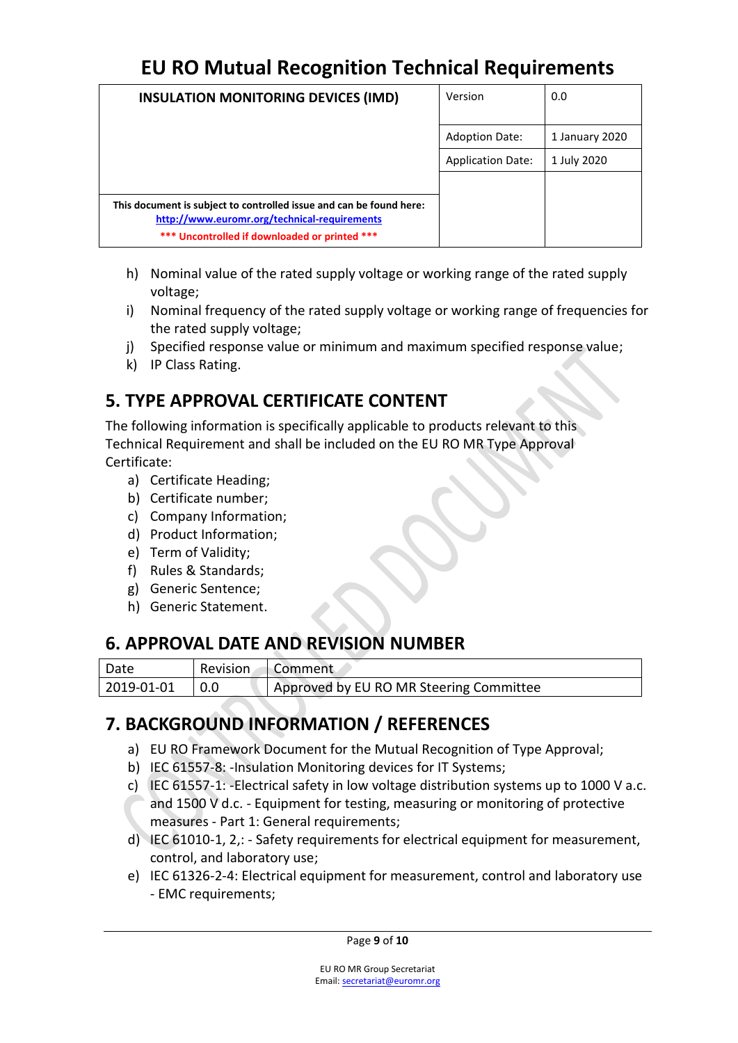h) Nominal value of the rated supply voltage or working range of the rated supply voltage;
i) Nominal frequency of the rated supply voltage or working range of frequencies for the rated supply voltage;
j) Specified response value or minimum and maximum specified response value;
k) IP Class Rating.

## 5. TYPE APPROVAL CERTIFICATE CONTENT

The following information is specifically applicable to products relevant to this Technical Requirement and shall be included on the EU RO MR Type Approval Certificate:

a) Certificate Heading;
b) Certificate number;
c) Company Information;
d) Product Information;
e) Term of Validity;
f) Rules & Standards;
g) Generic Sentence;
h) Generic Statement.

## 6. APPROVAL DATE AND REVISION NUMBER

| Date | Revision | Comment |
|---|---|---|
| 2019-01-01 | 0.0 | Approved by EU RO MR Steering Committee |

## 7. BACKGROUND INFORMATION / REFERENCES

a) EU RO Framework Document for the Mutual Recognition of Type Approval;
b) IEC 61557-8: -Insulation Monitoring devices for IT Systems;
c) IEC 61557-1: -Electrical safety in low voltage distribution systems up to 1000 V a.c. and 1500 V d.c. - Equipment for testing, measuring or monitoring of protective measures - Part 1: General requirements;
d) IEC 61010-1, 2,: - Safety requirements for electrical equipment for measurement, control, and laboratory use;
e) IEC 61326-2-4: Electrical equipment for measurement, control and laboratory use - EMC requirements;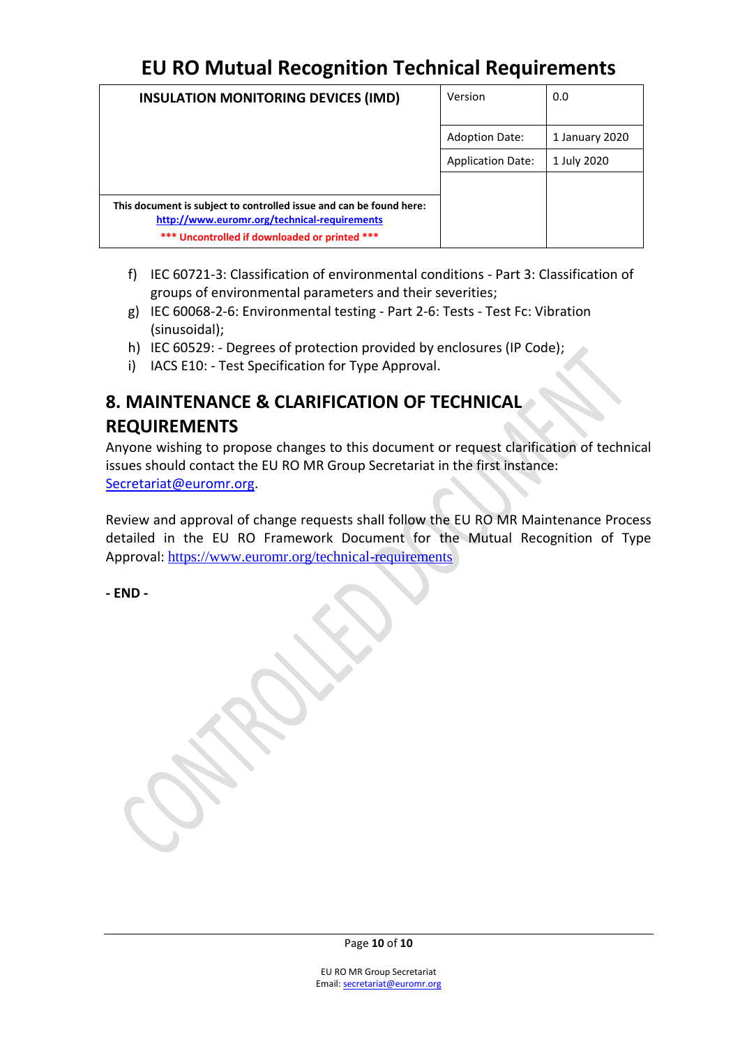f) IEC 60721-3: Classification of environmental conditions - Part 3: Classification of groups of environmental parameters and their severities;
g) IEC 60068-2-6: Environmental testing - Part 2-6: Tests - Test Fc: Vibration (sinusoidal);
h) IEC 60529: - Degrees of protection provided by enclosures (IP Code);
i) IACS E10: - Test Specification for Type Approval.

## 8. MAINTENANCE & CLARIFICATION OF TECHNICAL REQUIREMENTS

Anyone wishing to propose changes to this document or request clarification of technical issues should contact the EU RO MR Group Secretariat in the first instance: Secretariat@euromr.org.

Review and approval of change requests shall follow the EU RO MR Maintenance Process detailed in the EU RO Framework Document for the Mutual Recognition of Type Approval: https://www.euromr.org/technical-requirements

**- END -**